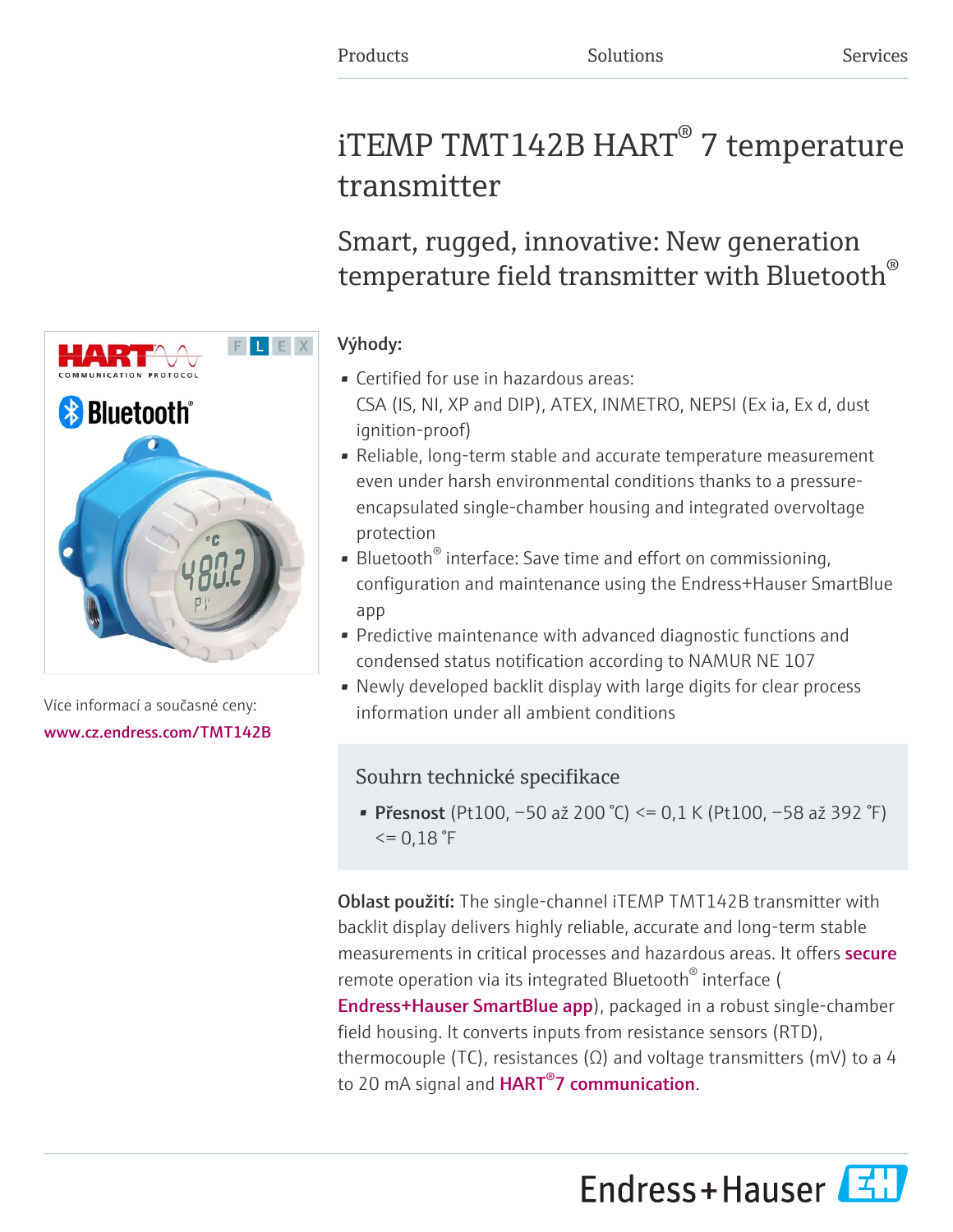Products Solutions Services

# iTEMP TMT142B HART® 7 temperature transmitter

## Smart, rugged, innovative: New generation temperature field transmitter with Bluetooth®

Více informací a současné ceny:
www.cz.endress.com/TMT142B

**Výhody:**

- Certified for use in hazardous areas: CSA (IS, NI, XP and DIP), ATEX, INMETRO, NEPSI (Ex ia, Ex d, dust ignition-proof)
- Reliable, long-term stable and accurate temperature measurement even under harsh environmental conditions thanks to a pressure-encapsulated single-chamber housing and integrated overvoltage protection
- Bluetooth® interface: Save time and effort on commissioning, configuration and maintenance using the Endress+Hauser SmartBlue app
- Predictive maintenance with advanced diagnostic functions and condensed status notification according to NAMUR NE 107
- Newly developed backlit display with large digits for clear process information under all ambient conditions

### Souhrn technické specifikace

- **Přesnost** (Pt100, –50 až 200 °C) <= 0,1 K (Pt100, –58 až 392 °F) <= 0,18 °F

**Oblast použití:** The single-channel iTEMP TMT142B transmitter with backlit display delivers highly reliable, accurate and long-term stable measurements in critical processes and hazardous areas. It offers secure remote operation via its integrated Bluetooth® interface ( Endress+Hauser SmartBlue app), packaged in a robust single-chamber field housing. It converts inputs from resistance sensors (RTD), thermocouple (TC), resistances (Ω) and voltage transmitters (mV) to a 4 to 20 mA signal and HART®7 communication.

Endress+Hauser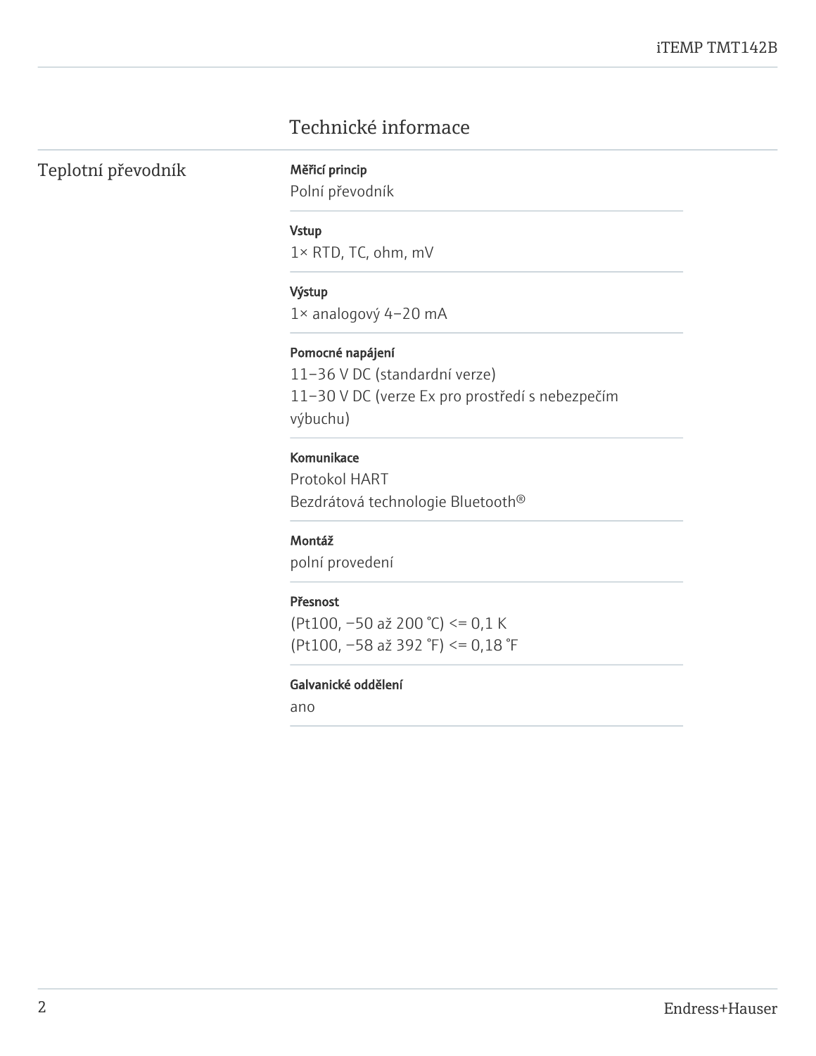# Technické informace

## Teplotní převodník

**Měřicí princip**

Polní převodník

**Vstup**

1× RTD, TC, ohm, mV

**Výstup**

1× analogový 4–20 mA

**Pomocné napájení**

11–36 V DC (standardní verze)
11–30 V DC (verze Ex pro prostředí s nebezpečím výbuchu)

**Komunikace**

Protokol HART
Bezdrátová technologie Bluetooth®

**Montáž**

polní provedení

**Přesnost**

(Pt100, −50 až 200 °C) <= 0,1 K
(Pt100, −58 až 392 °F) <= 0,18 °F

**Galvanické oddělení**

ano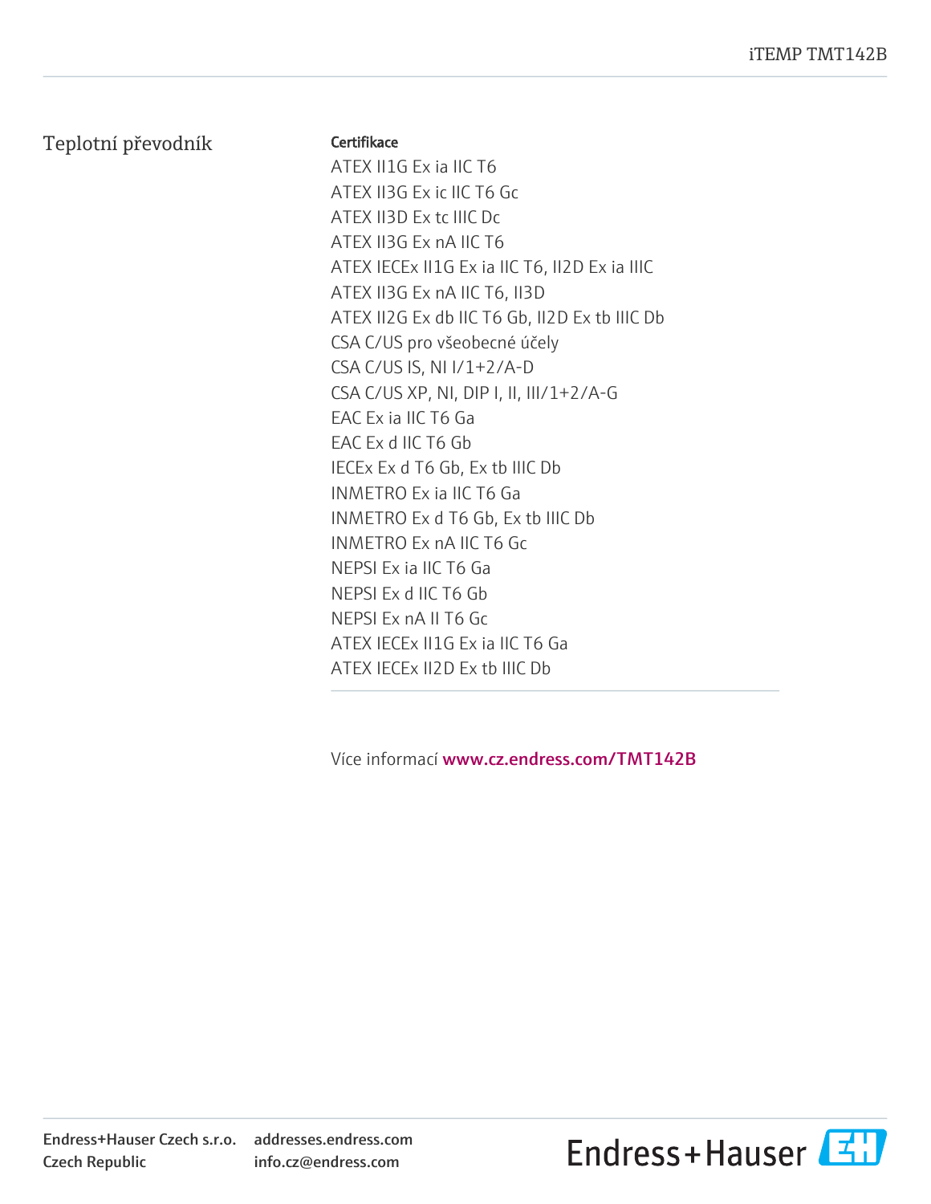## Teplotní převodník

**Certifikace**

ATEX II1G Ex ia IIC T6
ATEX II3G Ex ic IIC T6 Gc
ATEX II3D Ex tc IIIC Dc
ATEX II3G Ex nA IIC T6
ATEX IECEx II1G Ex ia IIC T6, II2D Ex ia IIIC
ATEX II3G Ex nA IIC T6, II3D
ATEX II2G Ex db IIC T6 Gb, II2D Ex tb IIIC Db
CSA C/US pro všeobecné účely
CSA C/US IS, NI I/1+2/A-D
CSA C/US XP, NI, DIP I, II, III/1+2/A-G
EAC Ex ia IIC T6 Ga
EAC Ex d IIC T6 Gb
IECEx Ex d T6 Gb, Ex tb IIIC Db
INMETRO Ex ia IIC T6 Ga
INMETRO Ex d T6 Gb, Ex tb IIIC Db
INMETRO Ex nA IIC T6 Gc
NEPSI Ex ia IIC T6 Ga
NEPSI Ex d IIC T6 Gb
NEPSI Ex nA II T6 Gc
ATEX IECEx II1G Ex ia IIC T6 Ga
ATEX IECEx II2D Ex tb IIIC Db

Více informací **www.cz.endress.com/TMT142B**

Endress+Hauser Czech s.r.o.
Czech Republic

addresses.endress.com
info.cz@endress.com